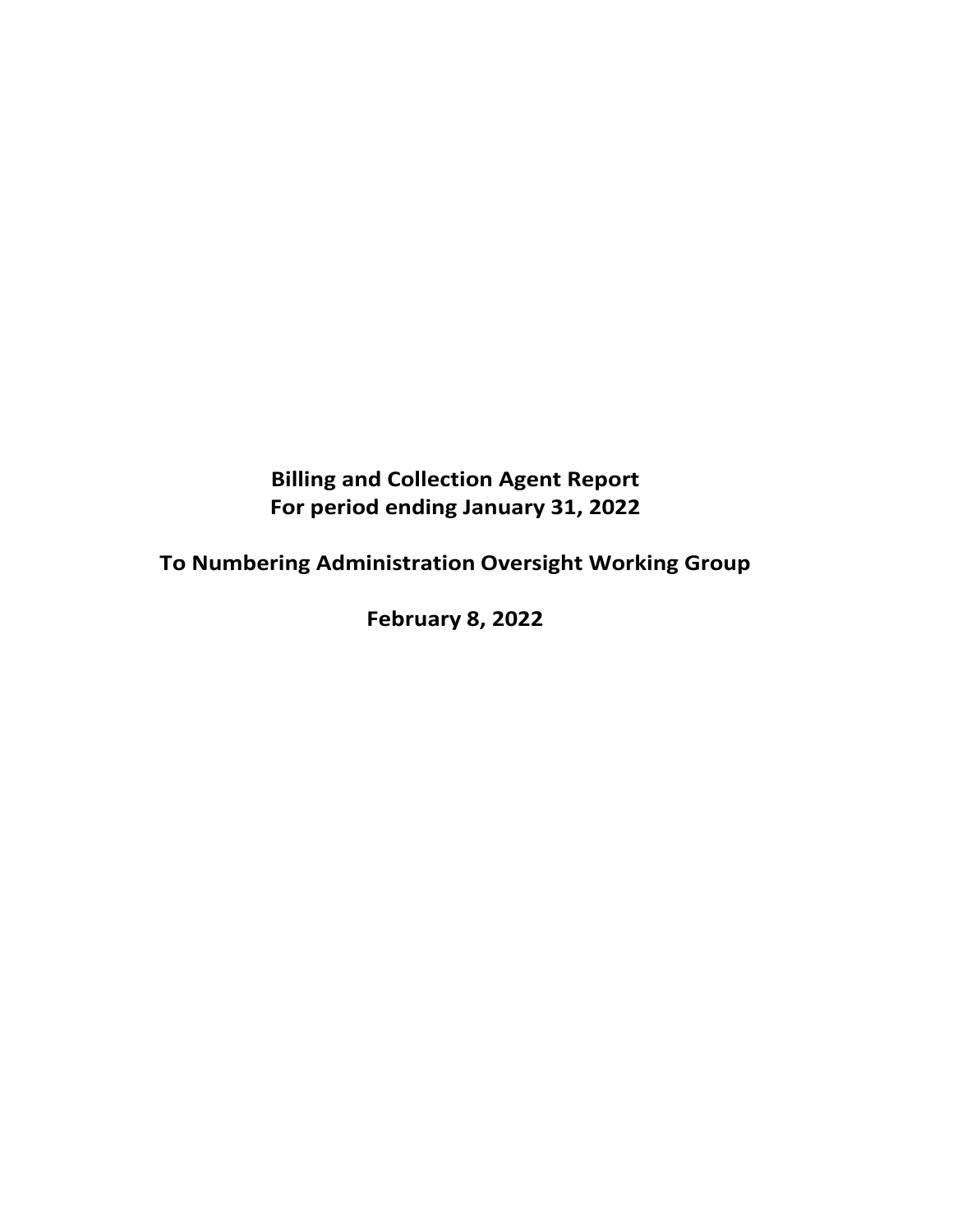# Billing and Collection Agent Report
# For period ending January 31, 2022

## To Numbering Administration Oversight Working Group

**February 8, 2022**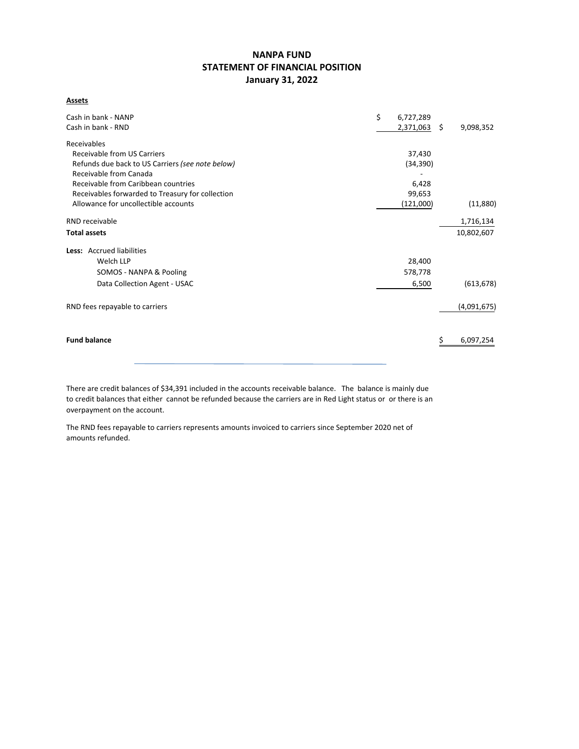# NANPA FUND
## STATEMENT OF FINANCIAL POSITION
### January 31, 2022

**Assets**

| | | |
|---|---|---|
| Cash in bank - NANP | $ 6,727,289 | |
| Cash in bank - RND | 2,371,063 | $ 9,098,352 |
| Receivables | | |
| Receivable from US Carriers | 37,430 | |
| Refunds due back to US Carriers *(see note below)* | (34,390) | |
| Receivable from Canada | - | |
| Receivable from Caribbean countries | 6,428 | |
| Receivables forwarded to Treasury for collection | 99,653 | |
| Allowance for uncollectible accounts | (121,000) | (11,880) |
| RND receivable | | 1,716,134 |
| **Total assets** | | 10,802,607 |
| **Less:** Accrued liabilities | | |
| Welch LLP | 28,400 | |
| SOMOS - NANPA & Pooling | 578,778 | |
| Data Collection Agent - USAC | 6,500 | (613,678) |
| RND fees repayable to carriers | | (4,091,675) |
| **Fund balance** | | $ 6,097,254 |

There are credit balances of $34,391 included in the accounts receivable balance. The balance is mainly due to credit balances that either cannot be refunded because the carriers are in Red Light status or or there is an overpayment on the account.

The RND fees repayable to carriers represents amounts invoiced to carriers since September 2020 net of amounts refunded.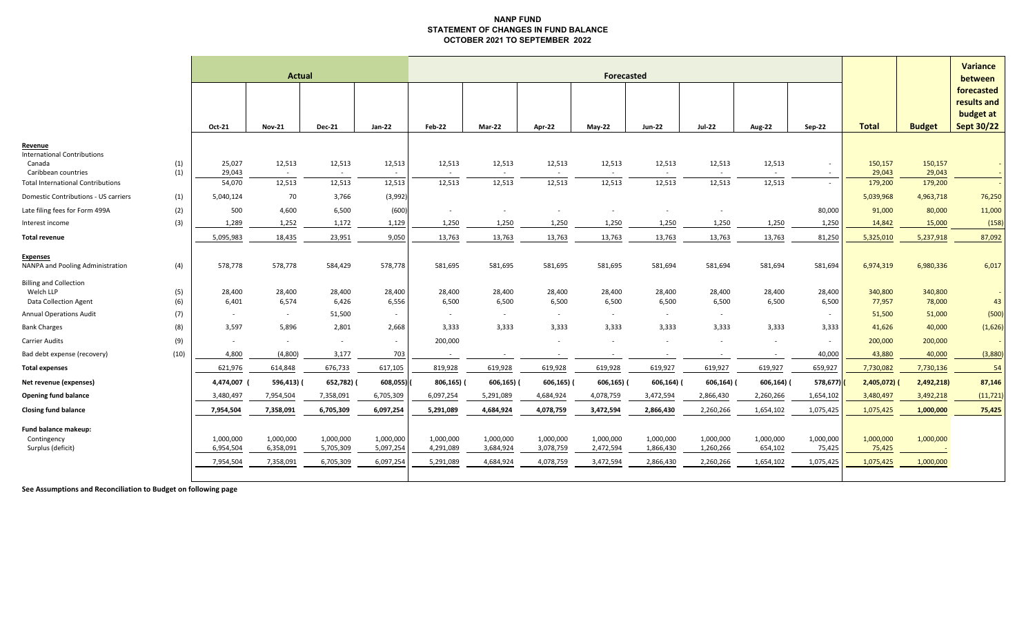**NANP FUND**
**STATEMENT OF CHANGES IN FUND BALANCE**
**OCTOBER 2021 TO SEPTEMBER 2022**

| | | Actual | | | | Forecasted | | | | | | | | | | Variance between forecasted results and budget at Sept 30/22 |
|---|---|---|---|---|---|---|---|---|---|---|---|---|---|---|---|---|
| | | Oct-21 | Nov-21 | Dec-21 | Jan-22 | Feb-22 | Mar-22 | Apr-22 | May-22 | Jun-22 | Jul-22 | Aug-22 | Sep-22 | Total | Budget | |
| **Revenue** | | | | | | | | | | | | | | | | |
| International Contributions | | | | | | | | | | | | | | | | |
| Canada | (1) | 25,027 | 12,513 | 12,513 | 12,513 | 12,513 | 12,513 | 12,513 | 12,513 | 12,513 | 12,513 | 12,513 | - | 150,157 | 150,157 | - |
| Caribbean countries | (1) | 29,043 | - | - | - | - | - | - | - | - | - | - | - | 29,043 | 29,043 | - |
| Total International Contributions | | 54,070 | 12,513 | 12,513 | 12,513 | 12,513 | 12,513 | 12,513 | 12,513 | 12,513 | 12,513 | 12,513 | - | 179,200 | 179,200 | - |
| Domestic Contributions - US carriers | (1) | 5,040,124 | 70 | 3,766 | (3,992) | | | | | | | | | 5,039,968 | 4,963,718 | 76,250 |
| Late filing fees for Form 499A | (2) | 500 | 4,600 | 6,500 | (600) | - | - | - | - | - | - | | 80,000 | 91,000 | 80,000 | 11,000 |
| Interest income | (3) | 1,289 | 1,252 | 1,172 | 1,129 | 1,250 | 1,250 | 1,250 | 1,250 | 1,250 | 1,250 | 1,250 | 1,250 | 14,842 | 15,000 | (158) |
| **Total revenue** | | 5,095,983 | 18,435 | 23,951 | 9,050 | 13,763 | 13,763 | 13,763 | 13,763 | 13,763 | 13,763 | 13,763 | 81,250 | 5,325,010 | 5,237,918 | 87,092 |
| **Expenses** | | | | | | | | | | | | | | | | |
| NANPA and Pooling Administration | (4) | 578,778 | 578,778 | 584,429 | 578,778 | 581,695 | 581,695 | 581,695 | 581,695 | 581,694 | 581,694 | 581,694 | 581,694 | 6,974,319 | 6,980,336 | 6,017 |
| Billing and Collection | | | | | | | | | | | | | | | | |
| Welch LLP | (5) | 28,400 | 28,400 | 28,400 | 28,400 | 28,400 | 28,400 | 28,400 | 28,400 | 28,400 | 28,400 | 28,400 | 28,400 | 340,800 | 340,800 | - |
| Data Collection Agent | (6) | 6,401 | 6,574 | 6,426 | 6,556 | 6,500 | 6,500 | 6,500 | 6,500 | 6,500 | 6,500 | 6,500 | 6,500 | 77,957 | 78,000 | 43 |
| Annual Operations Audit | (7) | - | - | 51,500 | - | - | - | - | - | - | - | | - | 51,500 | 51,000 | (500) |
| Bank Charges | (8) | 3,597 | 5,896 | 2,801 | 2,668 | 3,333 | 3,333 | 3,333 | 3,333 | 3,333 | 3,333 | 3,333 | 3,333 | 41,626 | 40,000 | (1,626) |
| Carrier Audits | (9) | - | - | - | - | 200,000 | | - | - | - | - | - | - | 200,000 | 200,000 | - |
| Bad debt expense (recovery) | (10) | 4,800 | (4,800) | 3,177 | 703 | - | - | - | - | - | - | - | 40,000 | 43,880 | 40,000 | (3,880) |
| **Total expenses** | | 621,976 | 614,848 | 676,733 | 617,105 | 819,928 | 619,928 | 619,928 | 619,928 | 619,927 | 619,927 | 619,927 | 659,927 | 7,730,082 | 7,730,136 | 54 |
| **Net revenue (expenses)** | | 4,474,007 | (596,413) | (652,782) | (608,055) | (806,165) | (606,165) | (606,165) | (606,165) | (606,164) | (606,164) | (606,164) | (578,677) | (2,405,072) | (2,492,218) | 87,146 |
| **Opening fund balance** | | 3,480,497 | 7,954,504 | 7,358,091 | 6,705,309 | 6,097,254 | 5,291,089 | 4,684,924 | 4,078,759 | 3,472,594 | 2,866,430 | 2,260,266 | 1,654,102 | 3,480,497 | 3,492,218 | (11,721) |
| **Closing fund balance** | | 7,954,504 | 7,358,091 | 6,705,309 | 6,097,254 | 5,291,089 | 4,684,924 | 4,078,759 | 3,472,594 | 2,866,430 | 2,260,266 | 1,654,102 | 1,075,425 | 1,075,425 | 1,000,000 | 75,425 |
| **Fund balance makeup:** | | | | | | | | | | | | | | | | |
| Contingency | | 1,000,000 | 1,000,000 | 1,000,000 | 1,000,000 | 1,000,000 | 1,000,000 | 1,000,000 | 1,000,000 | 1,000,000 | 1,000,000 | 1,000,000 | 1,000,000 | 1,000,000 | 1,000,000 | |
| Surplus (deficit) | | 6,954,504 | 6,358,091 | 5,705,309 | 5,097,254 | 4,291,089 | 3,684,924 | 3,078,759 | 2,472,594 | 1,866,430 | 1,260,266 | 654,102 | 75,425 | 75,425 | - | |
| | | 7,954,504 | 7,358,091 | 6,705,309 | 6,097,254 | 5,291,089 | 4,684,924 | 4,078,759 | 3,472,594 | 2,866,430 | 2,260,266 | 1,654,102 | 1,075,425 | 1,075,425 | 1,000,000 | |

**See Assumptions and Reconciliation to Budget on following page**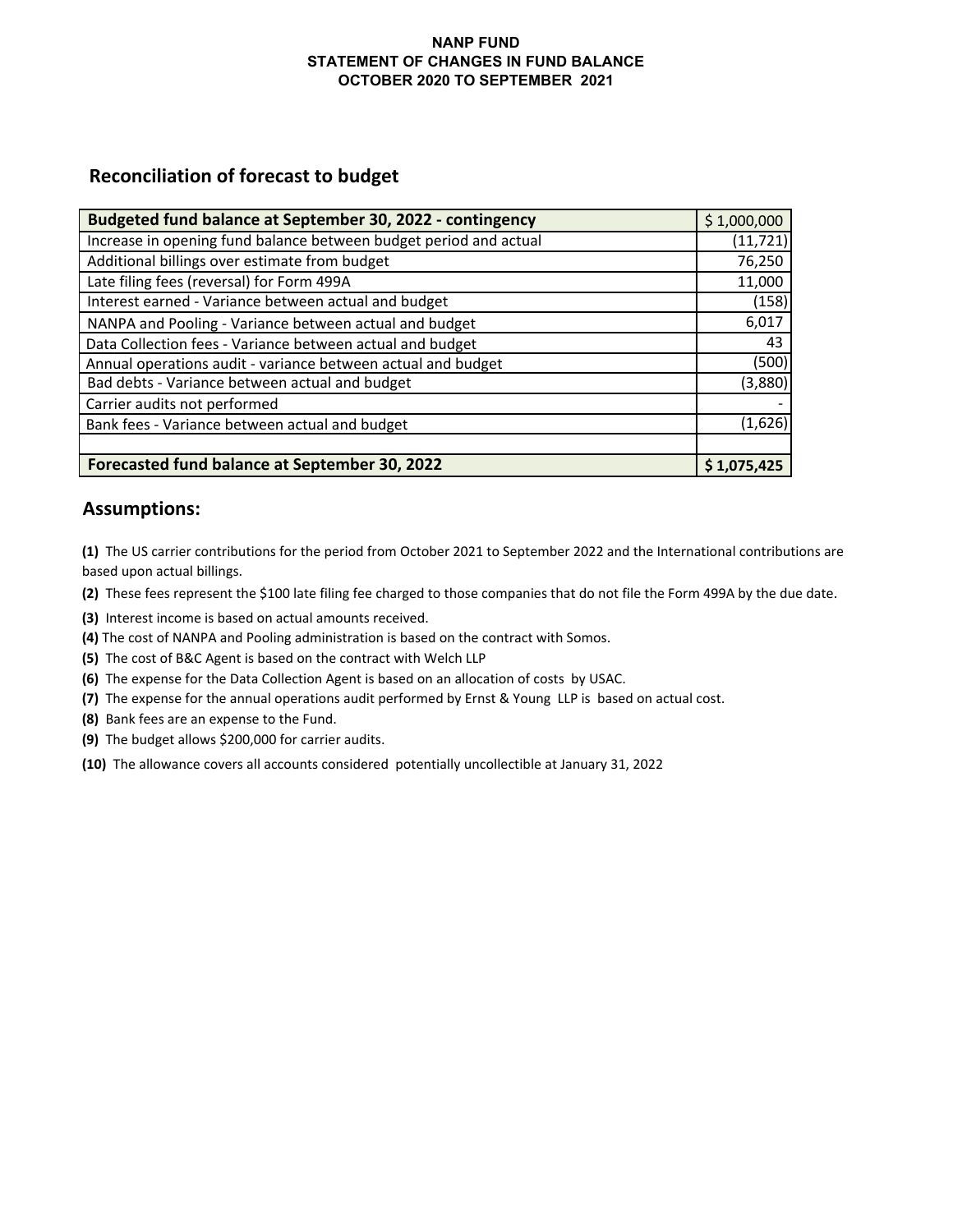# NANP FUND
# STATEMENT OF CHANGES IN FUND BALANCE
# OCTOBER 2020 TO SEPTEMBER 2021

## Reconciliation of forecast to budget

| **Budgeted fund balance at September 30, 2022 - contingency** | $ 1,000,000 |
|---|---|
| Increase in opening fund balance between budget period and actual | (11,721) |
| Additional billings over estimate from budget | 76,250 |
| Late filing fees (reversal) for Form 499A | 11,000 |
| Interest earned - Variance between actual and budget | (158) |
| NANPA and Pooling - Variance between actual and budget | 6,017 |
| Data Collection fees - Variance between actual and budget | 43 |
| Annual operations audit - variance between actual and budget | (500) |
| Bad debts - Variance between actual and budget | (3,880) |
| Carrier audits not performed | - |
| Bank fees - Variance between actual and budget | (1,626) |
| | |
| **Forecasted fund balance at September 30, 2022** | **$ 1,075,425** |

## Assumptions:

**(1)** The US carrier contributions for the period from October 2021 to September 2022 and the International contributions are based upon actual billings.

**(2)** These fees represent the $100 late filing fee charged to those companies that do not file the Form 499A by the due date.

**(3)** Interest income is based on actual amounts received.

**(4)** The cost of NANPA and Pooling administration is based on the contract with Somos.

**(5)** The cost of B&C Agent is based on the contract with Welch LLP

**(6)** The expense for the Data Collection Agent is based on an allocation of costs by USAC.

**(7)** The expense for the annual operations audit performed by Ernst & Young LLP is based on actual cost.

**(8)** Bank fees are an expense to the Fund.

**(9)** The budget allows $200,000 for carrier audits.

**(10)** The allowance covers all accounts considered potentially uncollectible at January 31, 2022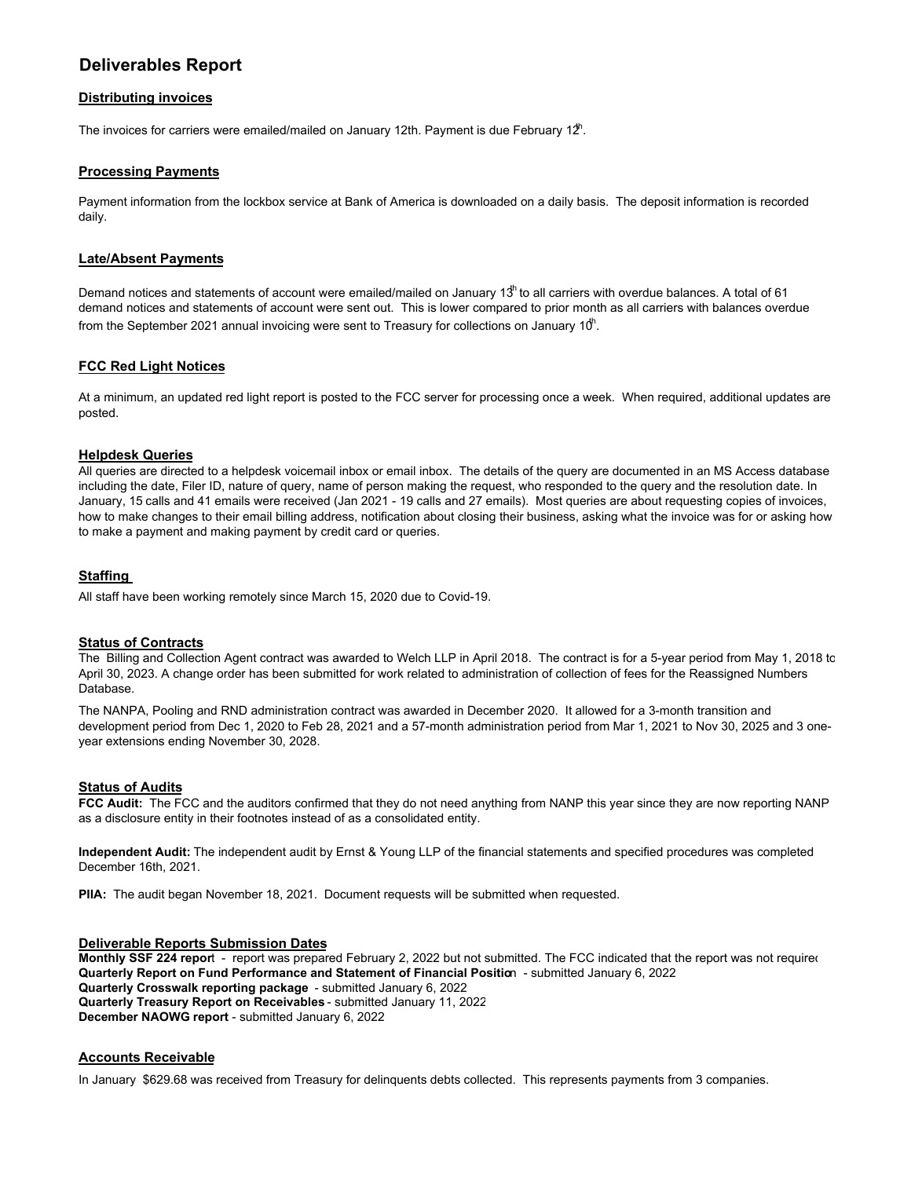# Deliverables Report

## Distributing invoices

The invoices for carriers were emailed/mailed on January 12th. Payment is due February 12th.

## Processing Payments

Payment information from the lockbox service at Bank of America is downloaded on a daily basis. The deposit information is recorded daily.

## Late/Absent Payments

Demand notices and statements of account were emailed/mailed on January 13th to all carriers with overdue balances. A total of 61 demand notices and statements of account were sent out. This is lower compared to prior month as all carriers with balances overdue from the September 2021 annual invoicing were sent to Treasury for collections on January 10th.

## FCC Red Light Notices

At a minimum, an updated red light report is posted to the FCC server for processing once a week. When required, additional updates are posted.

## Helpdesk Queries

All queries are directed to a helpdesk voicemail inbox or email inbox. The details of the query are documented in an MS Access database including the date, Filer ID, nature of query, name of person making the request, who responded to the query and the resolution date. In January, 15 calls and 41 emails were received (Jan 2021 - 19 calls and 27 emails). Most queries are about requesting copies of invoices, how to make changes to their email billing address, notification about closing their business, asking what the invoice was for or asking how to make a payment and making payment by credit card or queries.

## Staffing

All staff have been working remotely since March 15, 2020 due to Covid-19.

## Status of Contracts

The Billing and Collection Agent contract was awarded to Welch LLP in April 2018. The contract is for a 5-year period from May 1, 2018 to April 30, 2023. A change order has been submitted for work related to administration of collection of fees for the Reassigned Numbers Database.

The NANPA, Pooling and RND administration contract was awarded in December 2020. It allowed for a 3-month transition and development period from Dec 1, 2020 to Feb 28, 2021 and a 57-month administration period from Mar 1, 2021 to Nov 30, 2025 and 3 one-year extensions ending November 30, 2028.

## Status of Audits

**FCC Audit:** The FCC and the auditors confirmed that they do not need anything from NANP this year since they are now reporting NANP as a disclosure entity in their footnotes instead of as a consolidated entity.

**Independent Audit:** The independent audit by Ernst & Young LLP of the financial statements and specified procedures was completed December 16th, 2021.

**PIIA:** The audit began November 18, 2021. Document requests will be submitted when requested.

## Deliverable Reports Submission Dates

**Monthly SSF 224 report** - report was prepared February 2, 2022 but not submitted. The FCC indicated that the report was not required
**Quarterly Report on Fund Performance and Statement of Financial Position** - submitted January 6, 2022
**Quarterly Crosswalk reporting package** - submitted January 6, 2022
**Quarterly Treasury Report on Receivables** - submitted January 11, 2022
**December NAOWG report** - submitted January 6, 2022

## Accounts Receivable

In January $629.68 was received from Treasury for delinquents debts collected. This represents payments from 3 companies.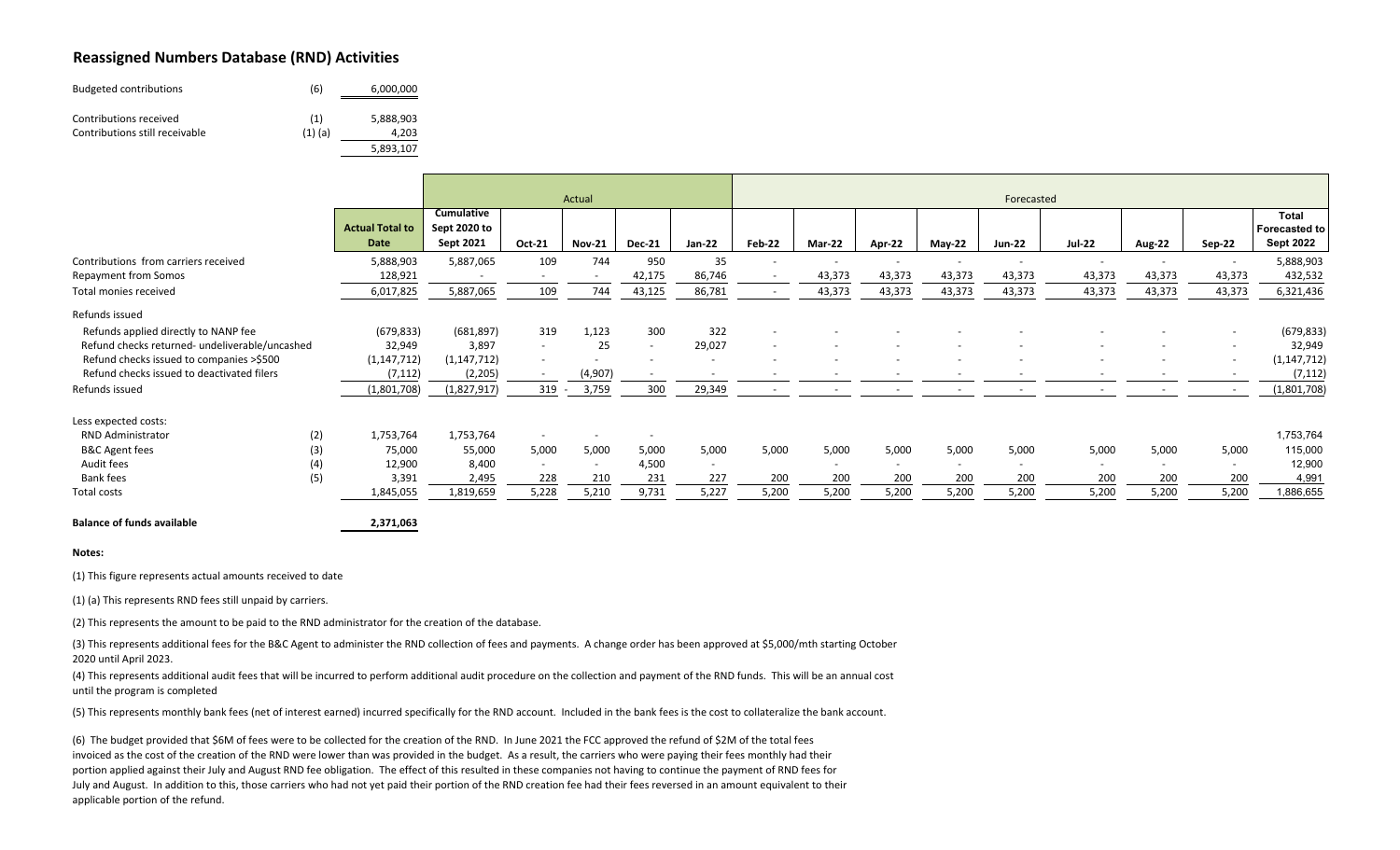## Reassigned Numbers Database (RND) Activities

| | | |
|---|---|---|
| Budgeted contributions | (6) | 6,000,000 |
| Contributions received | (1) | 5,888,903 |
| Contributions still receivable | (1) (a) | 4,203 |
| | | 5,893,107 |

| | | | Actual | | | | | Forecasted | | | | | | | | |
|---|---|---|---|---|---|---|---|---|---|---|---|---|---|---|---|---|
| | | **Actual Total to Date** | **Cumulative Sept 2020 to Sept 2021** | **Oct-21** | **Nov-21** | **Dec-21** | **Jan-22** | **Feb-22** | **Mar-22** | **Apr-22** | **May-22** | **Jun-22** | **Jul-22** | **Aug-22** | **Sep-22** | **Total Forecasted to Sept 2022** |
| Contributions from carriers received | | 5,888,903 | 5,887,065 | 109 | 744 | 950 | 35 | - | - | - | - | - | - | - | - | 5,888,903 |
| Repayment from Somos | | 128,921 | - | - | - | 42,175 | 86,746 | - | 43,373 | 43,373 | 43,373 | 43,373 | 43,373 | 43,373 | 43,373 | 432,532 |
| Total monies received | | 6,017,825 | 5,887,065 | 109 | 744 | 43,125 | 86,781 | - | 43,373 | 43,373 | 43,373 | 43,373 | 43,373 | 43,373 | 43,373 | 6,321,436 |
| Refunds issued | | | | | | | | | | | | | | | | |
| Refunds applied directly to NANP fee | | (679,833) | (681,897) | 319 | 1,123 | 300 | 322 | - | - | - | - | - | - | - | - | (679,833) |
| Refund checks returned- undeliverable/uncashed | | 32,949 | 3,897 | - | 25 | - | 29,027 | - | - | - | - | - | - | - | - | 32,949 |
| Refund checks issued to companies >$500 | | (1,147,712) | (1,147,712) | - | - | - | - | - | - | - | - | - | - | - | - | (1,147,712) |
| Refund checks issued to deactivated filers | | (7,112) | (2,205) | - | (4,907) | - | - | - | - | - | - | - | - | - | - | (7,112) |
| Refunds issued | | (1,801,708) | (1,827,917) | 319 | - 3,759 | 300 | 29,349 | - | - | - | - | - | - | - | - | (1,801,708) |
| Less expected costs: | | | | | | | | | | | | | | | | |
| RND Administrator | (2) | 1,753,764 | 1,753,764 | - | - | - | | | | | | | | | | 1,753,764 |
| B&C Agent fees | (3) | 75,000 | 55,000 | 5,000 | 5,000 | 5,000 | 5,000 | 5,000 | 5,000 | 5,000 | 5,000 | 5,000 | 5,000 | 5,000 | 5,000 | 115,000 |
| Audit fees | (4) | 12,900 | 8,400 | - | - | 4,500 | - | | - | - | - | - | - | - | - | 12,900 |
| Bank fees | (5) | 3,391 | 2,495 | 228 | 210 | 231 | 227 | 200 | 200 | 200 | 200 | 200 | 200 | 200 | 200 | 4,991 |
| Total costs | | 1,845,055 | 1,819,659 | 5,228 | 5,210 | 9,731 | 5,227 | 5,200 | 5,200 | 5,200 | 5,200 | 5,200 | 5,200 | 5,200 | 5,200 | 1,886,655 |
| **Balance of funds available** | | **2,371,063** | | | | | | | | | | | | | | |

**Notes:**

(1) This figure represents actual amounts received to date

(1) (a) This represents RND fees still unpaid by carriers.

(2) This represents the amount to be paid to the RND administrator for the creation of the database.

(3) This represents additional fees for the B&C Agent to administer the RND collection of fees and payments. A change order has been approved at $5,000/mth starting October 2020 until April 2023.

(4) This represents additional audit fees that will be incurred to perform additional audit procedure on the collection and payment of the RND funds. This will be an annual cost until the program is completed

(5) This represents monthly bank fees (net of interest earned) incurred specifically for the RND account. Included in the bank fees is the cost to collateralize the bank account.

(6) The budget provided that $6M of fees were to be collected for the creation of the RND. In June 2021 the FCC approved the refund of $2M of the total fees invoiced as the cost of the creation of the RND were lower than was provided in the budget. As a result, the carriers who were paying their fees monthly had their portion applied against their July and August RND fee obligation. The effect of this resulted in these companies not having to continue the payment of RND fees for July and August. In addition to this, those carriers who had not yet paid their portion of the RND creation fee had their fees reversed in an amount equivalent to their applicable portion of the refund.